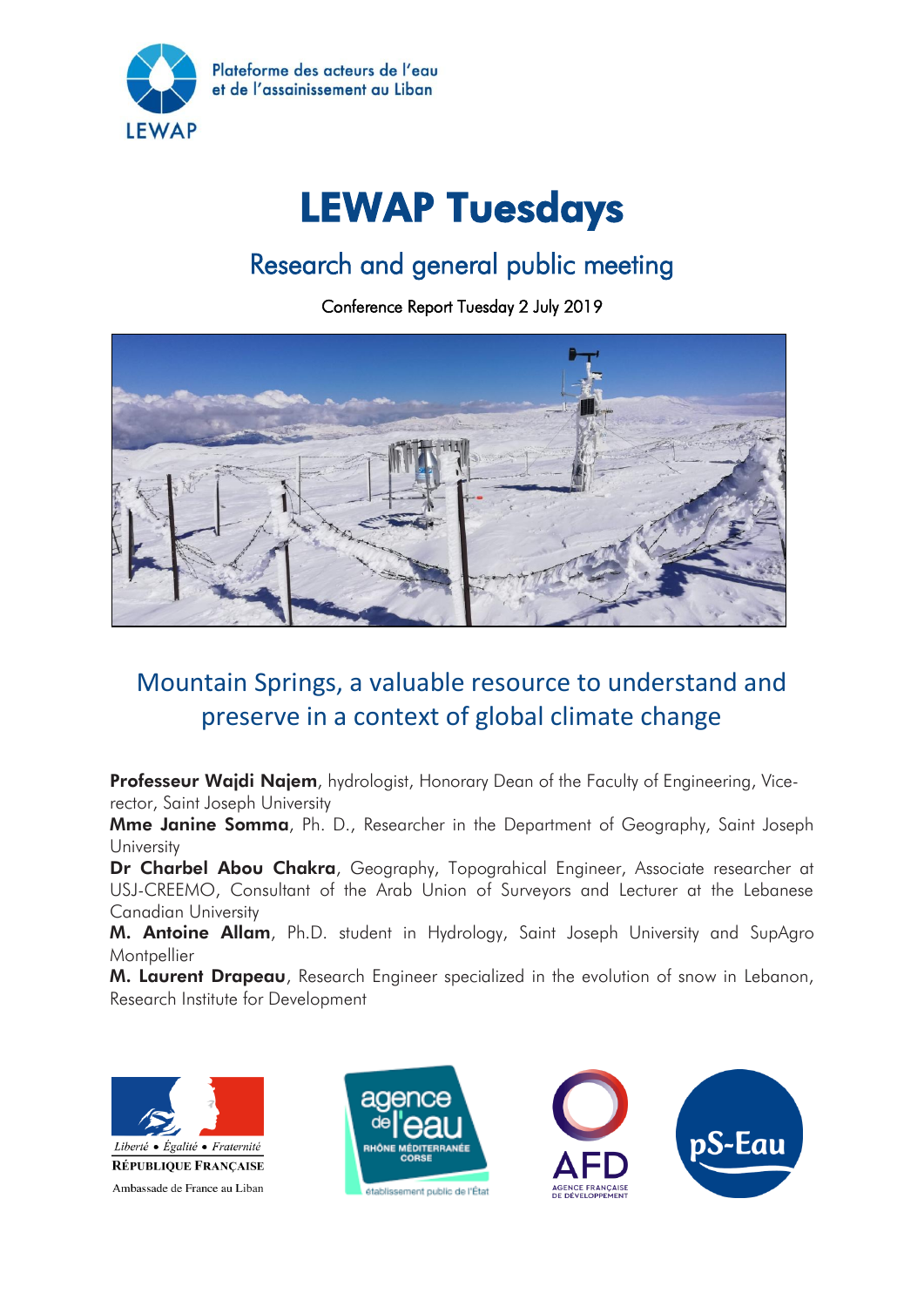Plateforme des acteurs de l'eau et de l'assainissement au Liban

LEWAP

# LEWAP Tuesdays

## Research and general public meeting

Conference Report Tuesday 2 July 2019

## Mountain Springs, a valuable resource to understand and preserve in a context of global climate change

**Professeur Wajdi Najem**, hydrologist, Honorary Dean of the Faculty of Engineering, Vice-rector, Saint Joseph University
**Mme Janine Somma**, Ph. D., Researcher in the Department of Geography, Saint Joseph University
**Dr Charbel Abou Chakra**, Geography, Topograhical Engineer, Associate researcher at USJ-CREEMO, Consultant of the Arab Union of Surveyors and Lecturer at the Lebanese Canadian University
**M. Antoine Allam**, Ph.D. student in Hydrology, Saint Joseph University and SupAgro Montpellier
**M. Laurent Drapeau**, Research Engineer specialized in the evolution of snow in Lebanon, Research Institute for Development

Liberté • Égalité • Fraternité
RÉPUBLIQUE FRANÇAISE
Ambassade de France au Liban

agence de l'eau RHÔNE MÉDITERRANÉE CORSE établissement public de l'État

AFD AGENCE FRANÇAISE DE DÉVELOPPEMENT

pS-Eau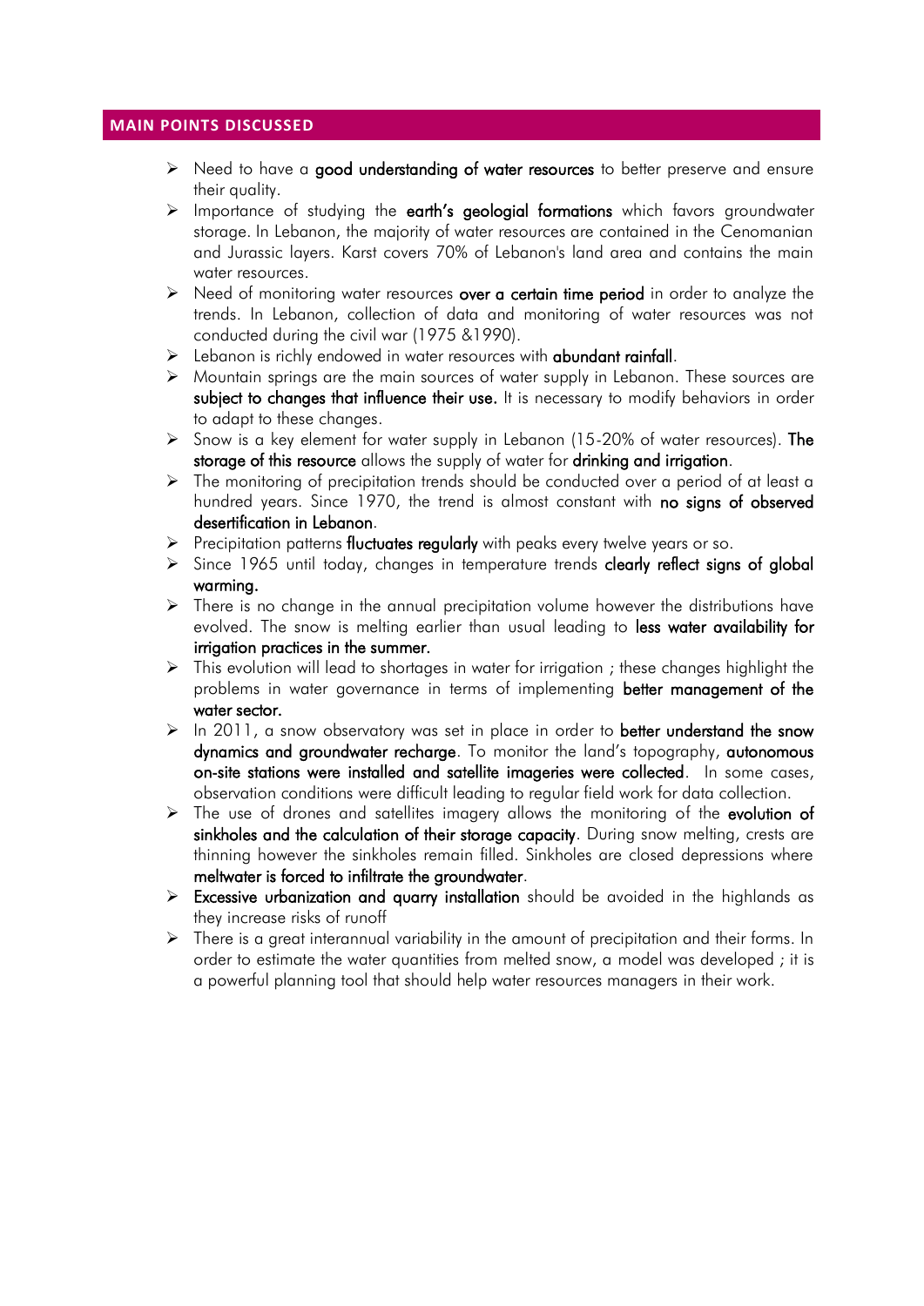## MAIN POINTS DISCUSSED

- Need to have a **good understanding of water resources** to better preserve and ensure their quality.
- Importance of studying the **earth's geologial formations** which favors groundwater storage. In Lebanon, the majority of water resources are contained in the Cenomanian and Jurassic layers. Karst covers 70% of Lebanon's land area and contains the main water resources.
- Need of monitoring water resources **over a certain time period** in order to analyze the trends. In Lebanon, collection of data and monitoring of water resources was not conducted during the civil war (1975 &1990).
- Lebanon is richly endowed in water resources with **abundant rainfall**.
- Mountain springs are the main sources of water supply in Lebanon. These sources are **subject to changes that influence their use.** It is necessary to modify behaviors in order to adapt to these changes.
- Snow is a key element for water supply in Lebanon (15-20% of water resources). **The storage of this resource** allows the supply of water for **drinking and irrigation**.
- The monitoring of precipitation trends should be conducted over a period of at least a hundred years. Since 1970, the trend is almost constant with **no signs of observed desertification in Lebanon**.
- Precipitation patterns **fluctuates regularly** with peaks every twelve years or so.
- Since 1965 until today, changes in temperature trends **clearly reflect signs of global warming.**
- There is no change in the annual precipitation volume however the distributions have evolved. The snow is melting earlier than usual leading to **less water availability for irrigation practices in the summer.**
- This evolution will lead to shortages in water for irrigation ; these changes highlight the problems in water governance in terms of implementing **better management of the water sector.**
- In 2011, a snow observatory was set in place in order to **better understand the snow dynamics and groundwater recharge**. To monitor the land's topography, **autonomous on-site stations were installed and satellite imageries were collected**. In some cases, observation conditions were difficult leading to regular field work for data collection.
- The use of drones and satellites imagery allows the monitoring of the **evolution of sinkholes and the calculation of their storage capacity**. During snow melting, crests are thinning however the sinkholes remain filled. Sinkholes are closed depressions where **meltwater is forced to infiltrate the groundwater**.
- **Excessive urbanization and quarry installation** should be avoided in the highlands as they increase risks of runoff
- There is a great interannual variability in the amount of precipitation and their forms. In order to estimate the water quantities from melted snow, a model was developed ; it is a powerful planning tool that should help water resources managers in their work.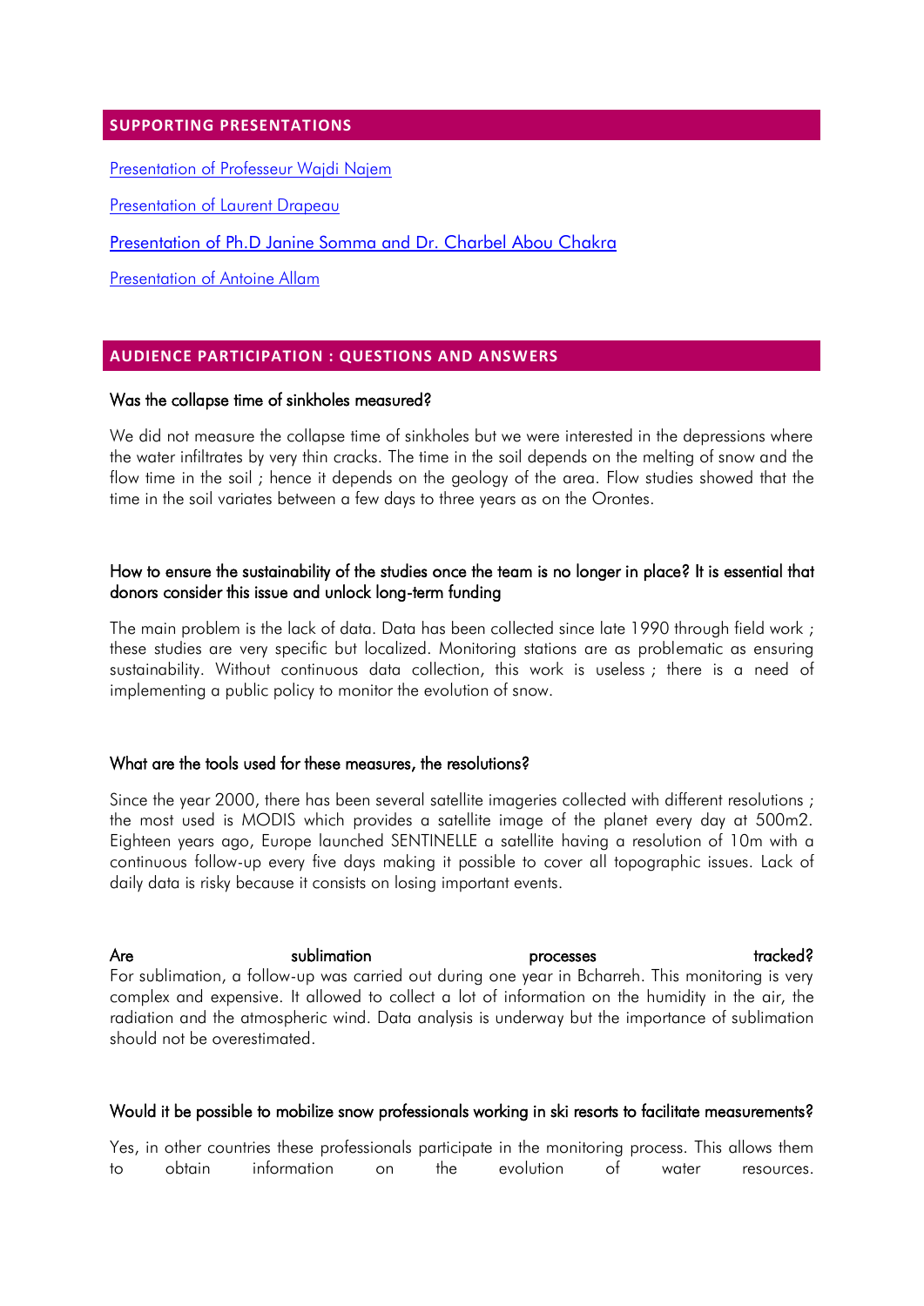## SUPPORTING PRESENTATIONS

Presentation of Professeur Wajdi Najem

Presentation of Laurent Drapeau

Presentation of Ph.D Janine Somma and Dr. Charbel Abou Chakra

Presentation of Antoine Allam

## AUDIENCE PARTICIPATION : QUESTIONS AND ANSWERS

### Was the collapse time of sinkholes measured?

We did not measure the collapse time of sinkholes but we were interested in the depressions where the water infiltrates by very thin cracks. The time in the soil depends on the melting of snow and the flow time in the soil ; hence it depends on the geology of the area. Flow studies showed that the time in the soil variates between a few days to three years as on the Orontes.

### How to ensure the sustainability of the studies once the team is no longer in place? It is essential that donors consider this issue and unlock long-term funding

The main problem is the lack of data. Data has been collected since late 1990 through field work ; these studies are very specific but localized. Monitoring stations are as problematic as ensuring sustainability. Without continuous data collection, this work is useless ; there is a need of implementing a public policy to monitor the evolution of snow.

### What are the tools used for these measures, the resolutions?

Since the year 2000, there has been several satellite imageries collected with different resolutions ; the most used is MODIS which provides a satellite image of the planet every day at 500m2. Eighteen years ago, Europe launched SENTINELLE a satellite having a resolution of 10m with a continuous follow-up every five days making it possible to cover all topographic issues. Lack of daily data is risky because it consists on losing important events.

### Are sublimation processes tracked?

For sublimation, a follow-up was carried out during one year in Bcharreh. This monitoring is very complex and expensive. It allowed to collect a lot of information on the humidity in the air, the radiation and the atmospheric wind. Data analysis is underway but the importance of sublimation should not be overestimated.

### Would it be possible to mobilize snow professionals working in ski resorts to facilitate measurements?

Yes, in other countries these professionals participate in the monitoring process. This allows them to obtain information on the evolution of water resources.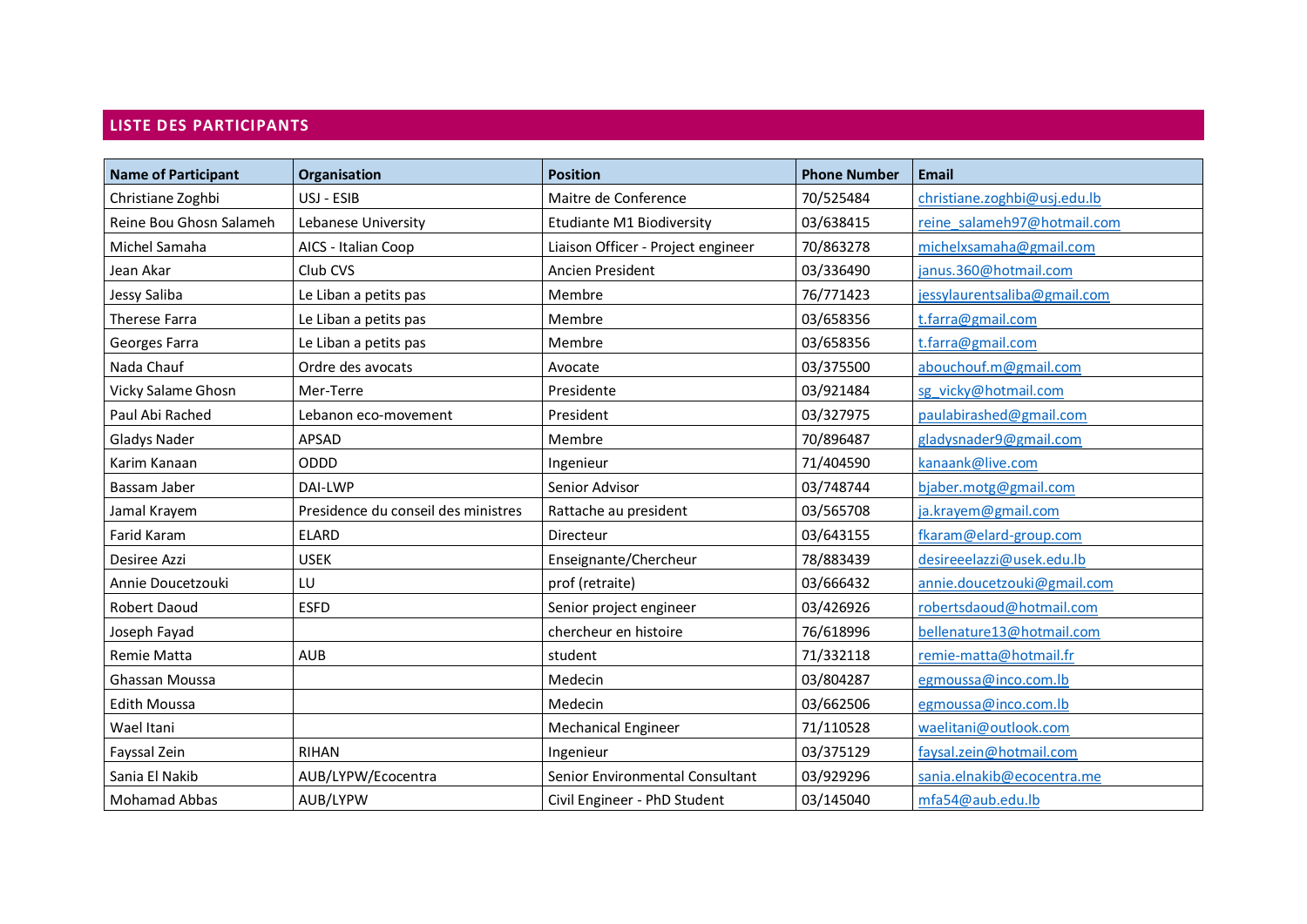## LISTE DES PARTICIPANTS

| Name of Participant | Organisation | Position | Phone Number | Email |
|---|---|---|---|---|
| Christiane Zoghbi | USJ - ESIB | Maitre de Conference | 70/525484 | christiane.zoghbi@usj.edu.lb |
| Reine Bou Ghosn Salameh | Lebanese University | Etudiante M1 Biodiversity | 03/638415 | reine_salameh97@hotmail.com |
| Michel Samaha | AICS - Italian Coop | Liaison Officer - Project engineer | 70/863278 | michelxsamaha@gmail.com |
| Jean Akar | Club CVS | Ancien President | 03/336490 | janus.360@hotmail.com |
| Jessy Saliba | Le Liban a petits pas | Membre | 76/771423 | jessylaurentsaliba@gmail.com |
| Therese Farra | Le Liban a petits pas | Membre | 03/658356 | t.farra@gmail.com |
| Georges Farra | Le Liban a petits pas | Membre | 03/658356 | t.farra@gmail.com |
| Nada Chauf | Ordre des avocats | Avocate | 03/375500 | abouchouf.m@gmail.com |
| Vicky Salame Ghosn | Mer-Terre | Presidente | 03/921484 | sg_vicky@hotmail.com |
| Paul Abi Rached | Lebanon eco-movement | President | 03/327975 | paulabirashed@gmail.com |
| Gladys Nader | APSAD | Membre | 70/896487 | gladysnader9@gmail.com |
| Karim Kanaan | ODDD | Ingenieur | 71/404590 | kanaank@live.com |
| Bassam Jaber | DAI-LWP | Senior Advisor | 03/748744 | bjaber.motg@gmail.com |
| Jamal Krayem | Presidence du conseil des ministres | Rattache au president | 03/565708 | ja.krayem@gmail.com |
| Farid Karam | ELARD | Directeur | 03/643155 | fkaram@elard-group.com |
| Desiree Azzi | USEK | Enseignante/Chercheur | 78/883439 | desireeelazzi@usek.edu.lb |
| Annie Doucetzouki | LU | prof (retraite) | 03/666432 | annie.doucetzouki@gmail.com |
| Robert Daoud | ESFD | Senior project engineer | 03/426926 | robertsdaoud@hotmail.com |
| Joseph Fayad | | chercheur en histoire | 76/618996 | bellenature13@hotmail.com |
| Remie Matta | AUB | student | 71/332118 | remie-matta@hotmail.fr |
| Ghassan Moussa | | Medecin | 03/804287 | egmoussa@inco.com.lb |
| Edith Moussa | | Medecin | 03/662506 | egmoussa@inco.com.lb |
| Wael Itani | | Mechanical Engineer | 71/110528 | waelitani@outlook.com |
| Fayssal Zein | RIHAN | Ingenieur | 03/375129 | faysal.zein@hotmail.com |
| Sania El Nakib | AUB/LYPW/Ecocentra | Senior Environmental Consultant | 03/929296 | sania.elnakib@ecocentra.me |
| Mohamad Abbas | AUB/LYPW | Civil Engineer - PhD Student | 03/145040 | mfa54@aub.edu.lb |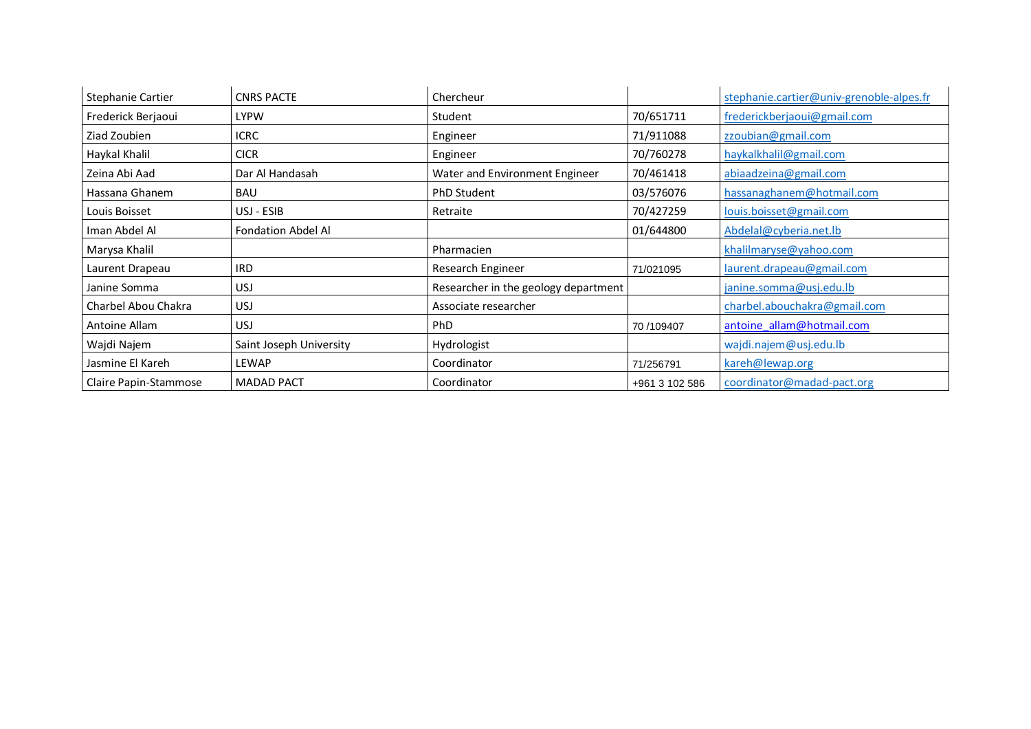| | | | | |
|---|---|---|---|---|
| Stephanie Cartier | CNRS PACTE | Chercheur | | stephanie.cartier@univ-grenoble-alpes.fr |
| Frederick Berjaoui | LYPW | Student | 70/651711 | frederickberjaoui@gmail.com |
| Ziad Zoubien | ICRC | Engineer | 71/911088 | zzoubian@gmail.com |
| Haykal Khalil | CICR | Engineer | 70/760278 | haykalkhalil@gmail.com |
| Zeina Abi Aad | Dar Al Handasah | Water and Environment Engineer | 70/461418 | abiaadzeina@gmail.com |
| Hassana Ghanem | BAU | PhD Student | 03/576076 | hassanaghanem@hotmail.com |
| Louis Boisset | USJ - ESIB | Retraite | 70/427259 | louis.boisset@gmail.com |
| Iman Abdel Al | Fondation Abdel Al | | 01/644800 | Abdelal@cyberia.net.lb |
| Marysa Khalil | | Pharmacien | | khalilmaryse@yahoo.com |
| Laurent Drapeau | IRD | Research Engineer | 71/021095 | laurent.drapeau@gmail.com |
| Janine Somma | USJ | Researcher in the geology department | | janine.somma@usj.edu.lb |
| Charbel Abou Chakra | USJ | Associate researcher | | charbel.abouchakra@gmail.com |
| Antoine Allam | USJ | PhD | 70 /109407 | antoine_allam@hotmail.com |
| Wajdi Najem | Saint Joseph University | Hydrologist | | wajdi.najem@usj.edu.lb |
| Jasmine El Kareh | LEWAP | Coordinator | 71/256791 | kareh@lewap.org |
| Claire Papin-Stammose | MADAD PACT | Coordinator | +961 3 102 586 | coordinator@madad-pact.org |